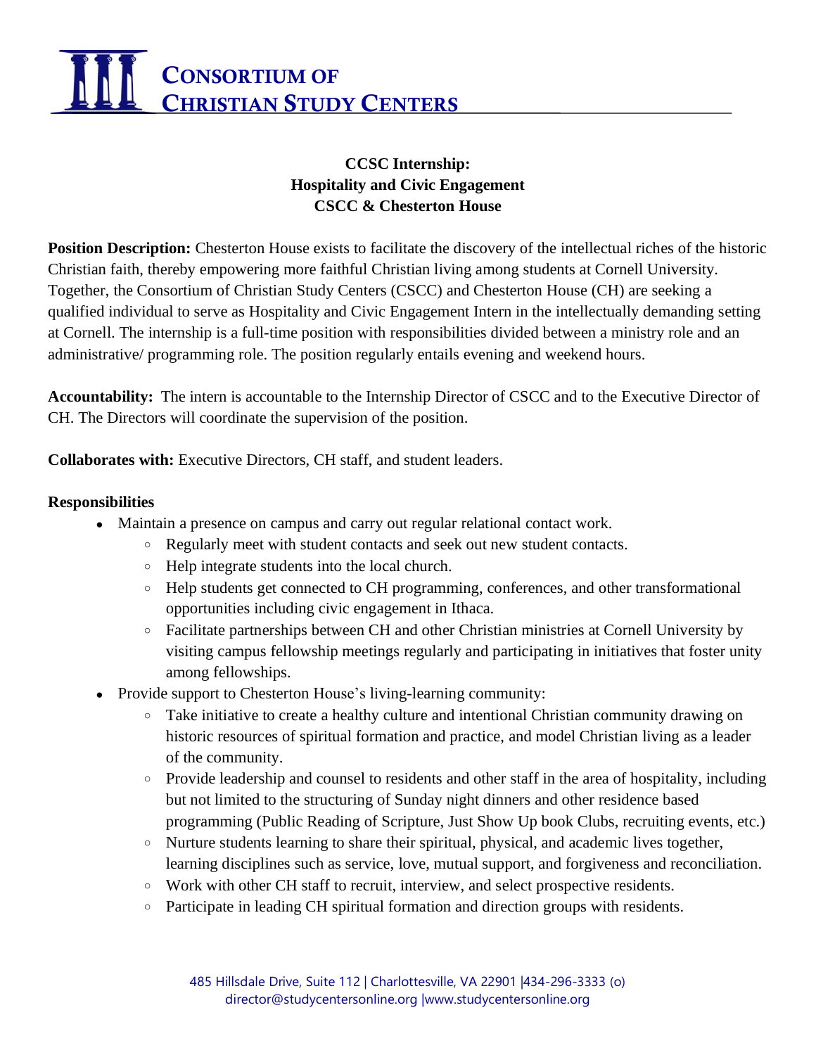**Consortium of Christian Study Centers**

# CCSC Internship: Hospitality and Civic Engagement CSCC & Chesterton House

**Position Description:** Chesterton House exists to facilitate the discovery of the intellectual riches of the historic Christian faith, thereby empowering more faithful Christian living among students at Cornell University. Together, the Consortium of Christian Study Centers (CSCC) and Chesterton House (CH) are seeking a qualified individual to serve as Hospitality and Civic Engagement Intern in the intellectually demanding setting at Cornell. The internship is a full-time position with responsibilities divided between a ministry role and an administrative/ programming role. The position regularly entails evening and weekend hours.

**Accountability:** The intern is accountable to the Internship Director of CSCC and to the Executive Director of CH. The Directors will coordinate the supervision of the position.

**Collaborates with:** Executive Directors, CH staff, and student leaders.

**Responsibilities**

- Maintain a presence on campus and carry out regular relational contact work.
  - Regularly meet with student contacts and seek out new student contacts.
  - Help integrate students into the local church.
  - Help students get connected to CH programming, conferences, and other transformational opportunities including civic engagement in Ithaca.
  - Facilitate partnerships between CH and other Christian ministries at Cornell University by visiting campus fellowship meetings regularly and participating in initiatives that foster unity among fellowships.
- Provide support to Chesterton House's living-learning community:
  - Take initiative to create a healthy culture and intentional Christian community drawing on historic resources of spiritual formation and practice, and model Christian living as a leader of the community.
  - Provide leadership and counsel to residents and other staff in the area of hospitality, including but not limited to the structuring of Sunday night dinners and other residence based programming (Public Reading of Scripture, Just Show Up book Clubs, recruiting events, etc.)
  - Nurture students learning to share their spiritual, physical, and academic lives together, learning disciplines such as service, love, mutual support, and forgiveness and reconciliation.
  - Work with other CH staff to recruit, interview, and select prospective residents.
  - Participate in leading CH spiritual formation and direction groups with residents.

485 Hillsdale Drive, Suite 112 | Charlottesville, VA 22901 |434-296-3333 (o)
director@studycentersonline.org |www.studycentersonline.org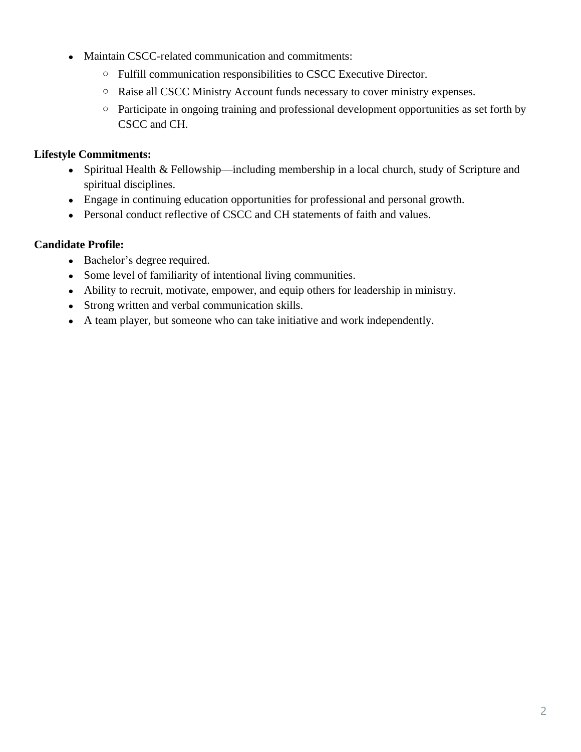- Maintain CSCC-related communication and commitments:
  - Fulfill communication responsibilities to CSCC Executive Director.
  - Raise all CSCC Ministry Account funds necessary to cover ministry expenses.
  - Participate in ongoing training and professional development opportunities as set forth by CSCC and CH.

**Lifestyle Commitments:**

- Spiritual Health & Fellowship—including membership in a local church, study of Scripture and spiritual disciplines.
- Engage in continuing education opportunities for professional and personal growth.
- Personal conduct reflective of CSCC and CH statements of faith and values.

**Candidate Profile:**

- Bachelor’s degree required.
- Some level of familiarity of intentional living communities.
- Ability to recruit, motivate, empower, and equip others for leadership in ministry.
- Strong written and verbal communication skills.
- A team player, but someone who can take initiative and work independently.